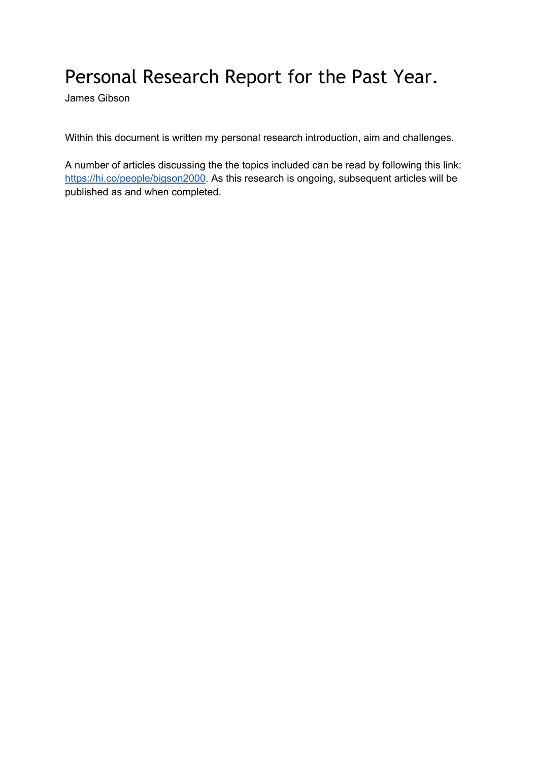# Personal Research Report for the Past Year.

James Gibson

Within this document is written my personal research introduction, aim and challenges.

A number of articles discussing the the topics included can be read by following this link: [https://hi.co/people/bigson2000](https://hi.co/people/bigson2000). As this research is ongoing, subsequent articles will be published as and when completed.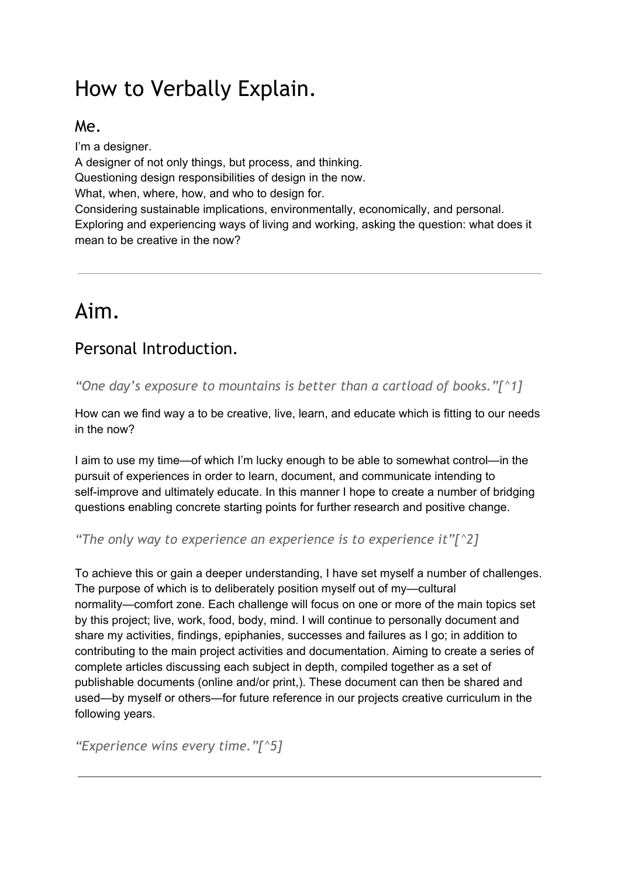# How to Verbally Explain.

## Me.

I'm a designer.
A designer of not only things, but process, and thinking.
Questioning design responsibilities of design in the now.
What, when, where, how, and who to design for.
Considering sustainable implications, environmentally, economically, and personal.
Exploring and experiencing ways of living and working, asking the question: what does it mean to be creative in the now?

---

# Aim.

## Personal Introduction.

### *"One day's exposure to mountains is better than a cartload of books."[^1]*

How can we find way a to be creative, live, learn, and educate which is fitting to our needs in the now?

I aim to use my time—of which I'm lucky enough to be able to somewhat control—in the pursuit of experiences in order to learn, document, and communicate intending to self-improve and ultimately educate. In this manner I hope to create a number of bridging questions enabling concrete starting points for further research and positive change.

### *"The only way to experience an experience is to experience it"[^2]*

To achieve this or gain a deeper understanding, I have set myself a number of challenges. The purpose of which is to deliberately position myself out of my—cultural normality—comfort zone. Each challenge will focus on one or more of the main topics set by this project; live, work, food, body, mind. I will continue to personally document and share my activities, findings, epiphanies, successes and failures as I go; in addition to contributing to the main project activities and documentation. Aiming to create a series of complete articles discussing each subject in depth, compiled together as a set of publishable documents (online and/or print,). These document can then be shared and used—by myself or others—for future reference in our projects creative curriculum in the following years.

### *"Experience wins every time."[^5]*

---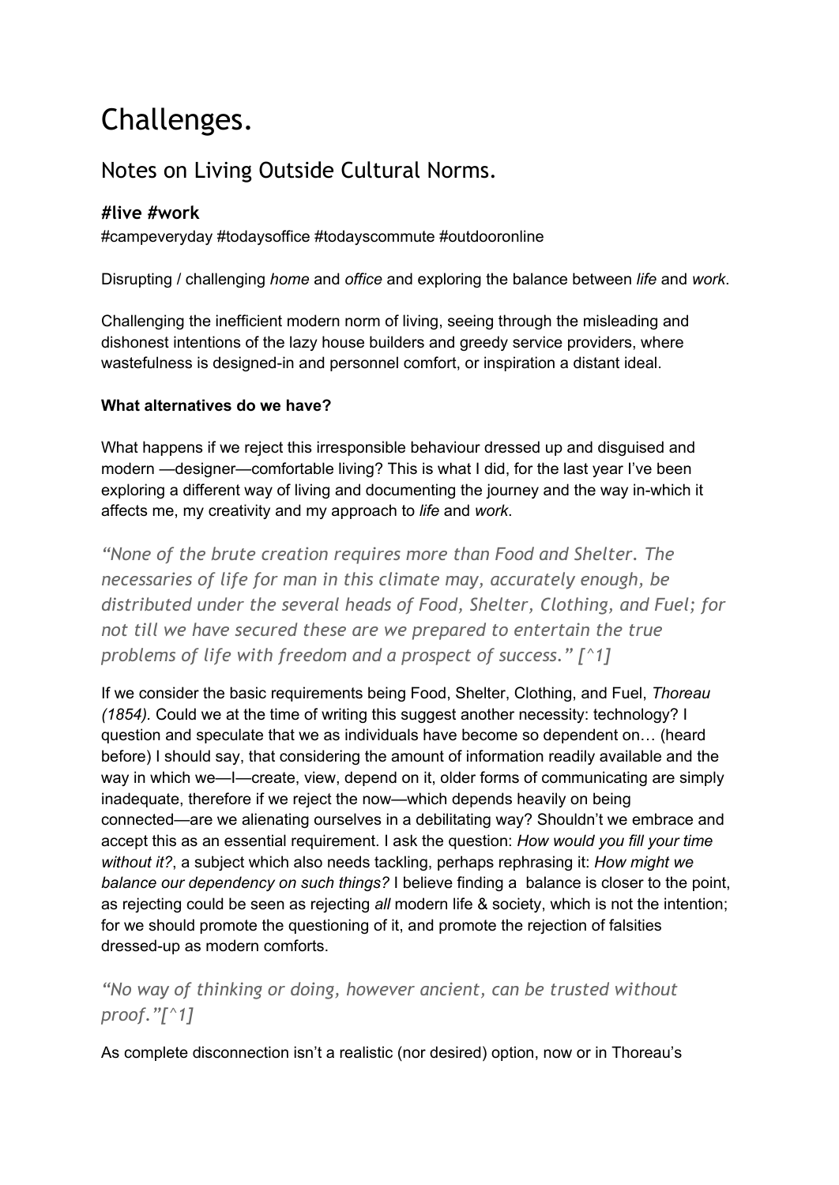# Challenges.

## Notes on Living Outside Cultural Norms.

### #live #work

#campeveryday #todaysoffice #todayscommute #outdooronline

Disrupting / challenging *home* and *office* and exploring the balance between *life* and *work*.

Challenging the inefficient modern norm of living, seeing through the misleading and dishonest intentions of the lazy house builders and greedy service providers, where wastefulness is designed-in and personnel comfort, or inspiration a distant ideal.

**What alternatives do we have?**

What happens if we reject this irresponsible behaviour dressed up and disguised and modern —designer—comfortable living? This is what I did, for the last year I've been exploring a different way of living and documenting the journey and the way in-which it affects me, my creativity and my approach to *life* and *work*.

> *"None of the brute creation requires more than Food and Shelter. The necessaries of life for man in this climate may, accurately enough, be distributed under the several heads of Food, Shelter, Clothing, and Fuel; for not till we have secured these are we prepared to entertain the true problems of life with freedom and a prospect of success." [^1]*

If we consider the basic requirements being Food, Shelter, Clothing, and Fuel, *Thoreau (1854).* Could we at the time of writing this suggest another necessity: technology? I question and speculate that we as individuals have become so dependent on… (heard before) I should say, that considering the amount of information readily available and the way in which we—I—create, view, depend on it, older forms of communicating are simply inadequate, therefore if we reject the now—which depends heavily on being connected—are we alienating ourselves in a debilitating way? Shouldn't we embrace and accept this as an essential requirement. I ask the question: *How would you fill your time without it?*, a subject which also needs tackling, perhaps rephrasing it: *How might we balance our dependency on such things?* I believe finding a balance is closer to the point, as rejecting could be seen as rejecting *all* modern life & society, which is not the intention; for we should promote the questioning of it, and promote the rejection of falsities dressed-up as modern comforts.

> *"No way of thinking or doing, however ancient, can be trusted without proof."[^1]*

As complete disconnection isn't a realistic (nor desired) option, now or in Thoreau's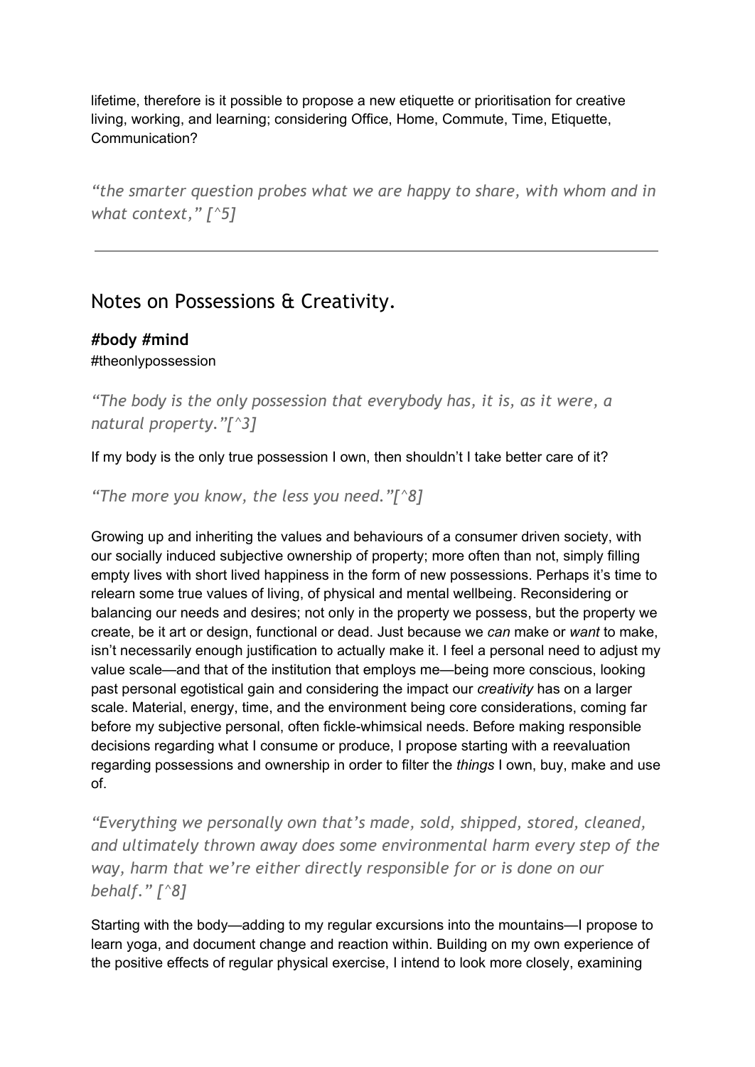lifetime, therefore is it possible to propose a new etiquette or prioritisation for creative living, working, and learning; considering Office, Home, Commute, Time, Etiquette, Communication?

*“the smarter question probes what we are happy to share, with whom and in what context,” [^5]*

---

## Notes on Possessions & Creativity.

**#body #mind**

#theonlypossession

*“The body is the only possession that everybody has, it is, as it were, a natural property.”[^3]*

If my body is the only true possession I own, then shouldn’t I take better care of it?

*“The more you know, the less you need.”[^8]*

Growing up and inheriting the values and behaviours of a consumer driven society, with our socially induced subjective ownership of property; more often than not, simply filling empty lives with short lived happiness in the form of new possessions. Perhaps it’s time to relearn some true values of living, of physical and mental wellbeing. Reconsidering or balancing our needs and desires; not only in the property we possess, but the property we create, be it art or design, functional or dead. Just because we *can* make or *want* to make, isn’t necessarily enough justification to actually make it. I feel a personal need to adjust my value scale—and that of the institution that employs me—being more conscious, looking past personal egotistical gain and considering the impact our *creativity* has on a larger scale. Material, energy, time, and the environment being core considerations, coming far before my subjective personal, often fickle-whimsical needs. Before making responsible decisions regarding what I consume or produce, I propose starting with a reevaluation regarding possessions and ownership in order to filter the *things* I own, buy, make and use of.

*“Everything we personally own that’s made, sold, shipped, stored, cleaned, and ultimately thrown away does some environmental harm every step of the way, harm that we’re either directly responsible for or is done on our behalf.” [^8]*

Starting with the body—adding to my regular excursions into the mountains—I propose to learn yoga, and document change and reaction within. Building on my own experience of the positive effects of regular physical exercise, I intend to look more closely, examining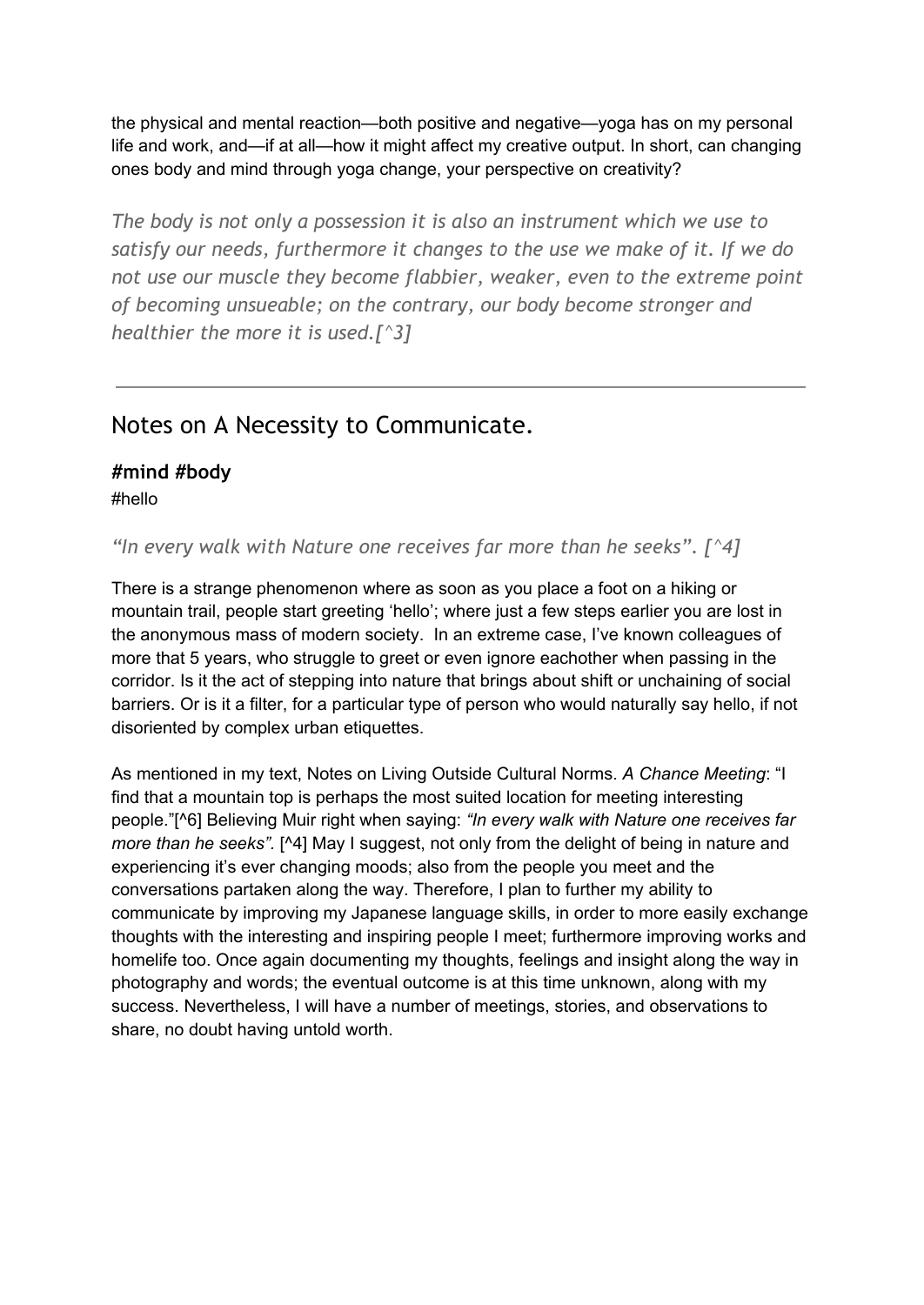the physical and mental reaction—both positive and negative—yoga has on my personal life and work, and—if at all—how it might affect my creative output. In short, can changing ones body and mind through yoga change, your perspective on creativity?

*The body is not only a possession it is also an instrument which we use to satisfy our needs, furthermore it changes to the use we make of it. If we do not use our muscle they become flabbier, weaker, even to the extreme point of becoming unsueable; on the contrary, our body become stronger and healthier the more it is used.[^3]*

---

## Notes on A Necessity to Communicate.

**#mind #body**
#hello

*"In every walk with Nature one receives far more than he seeks". [^4]*

There is a strange phenomenon where as soon as you place a foot on a hiking or mountain trail, people start greeting 'hello'; where just a few steps earlier you are lost in the anonymous mass of modern society. In an extreme case, I've known colleagues of more that 5 years, who struggle to greet or even ignore eachother when passing in the corridor. Is it the act of stepping into nature that brings about shift or unchaining of social barriers. Or is it a filter, for a particular type of person who would naturally say hello, if not disoriented by complex urban etiquettes.

As mentioned in my text, Notes on Living Outside Cultural Norms. *A Chance Meeting*: "I find that a mountain top is perhaps the most suited location for meeting interesting people."[^6] Believing Muir right when saying: *"In every walk with Nature one receives far more than he seeks".* [^4] May I suggest, not only from the delight of being in nature and experiencing it's ever changing moods; also from the people you meet and the conversations partaken along the way. Therefore, I plan to further my ability to communicate by improving my Japanese language skills, in order to more easily exchange thoughts with the interesting and inspiring people I meet; furthermore improving works and homelife too. Once again documenting my thoughts, feelings and insight along the way in photography and words; the eventual outcome is at this time unknown, along with my success. Nevertheless, I will have a number of meetings, stories, and observations to share, no doubt having untold worth.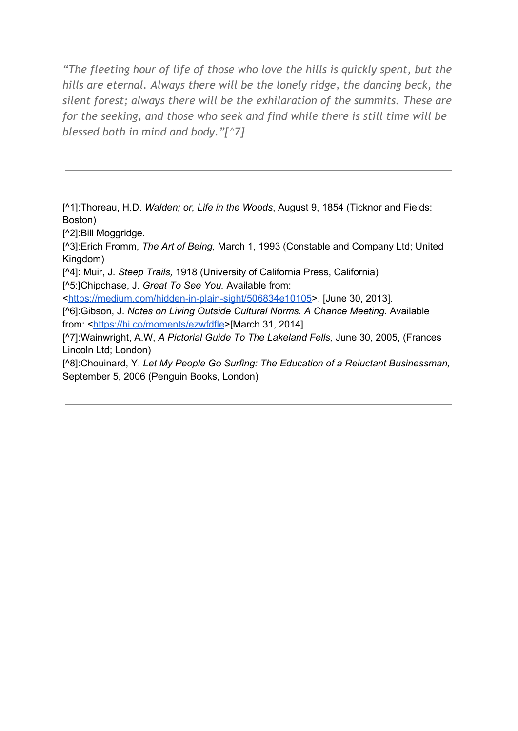*"The fleeting hour of life of those who love the hills is quickly spent, but the hills are eternal. Always there will be the lonely ridge, the dancing beck, the silent forest; always there will be the exhilaration of the summits. These are for the seeking, and those who seek and find while there is still time will be blessed both in mind and body."[^7]*

---

[^1]:Thoreau, H.D. *Walden; or, Life in the Woods*, August 9, 1854 (Ticknor and Fields: Boston)
[^2]:Bill Moggridge.
[^3]:Erich Fromm, *The Art of Being,* March 1, 1993 (Constable and Company Ltd; United Kingdom)
[^4]: Muir, J. *Steep Trails,* 1918 (University of California Press, California)
[^5:]Chipchase, J. *Great To See You.* Available from: <https://medium.com/hidden-in-plain-sight/506834e10105>. [June 30, 2013].
[^6]:Gibson, J. *Notes on Living Outside Cultural Norms. A Chance Meeting.* Available from: <https://hi.co/moments/ezwfdfle>[March 31, 2014].
[^7]:Wainwright, A.W, *A Pictorial Guide To The Lakeland Fells,* June 30, 2005, (Frances Lincoln Ltd; London)
[^8]:Chouinard, Y. *Let My People Go Surfing: The Education of a Reluctant Businessman,* September 5, 2006 (Penguin Books, London)

---